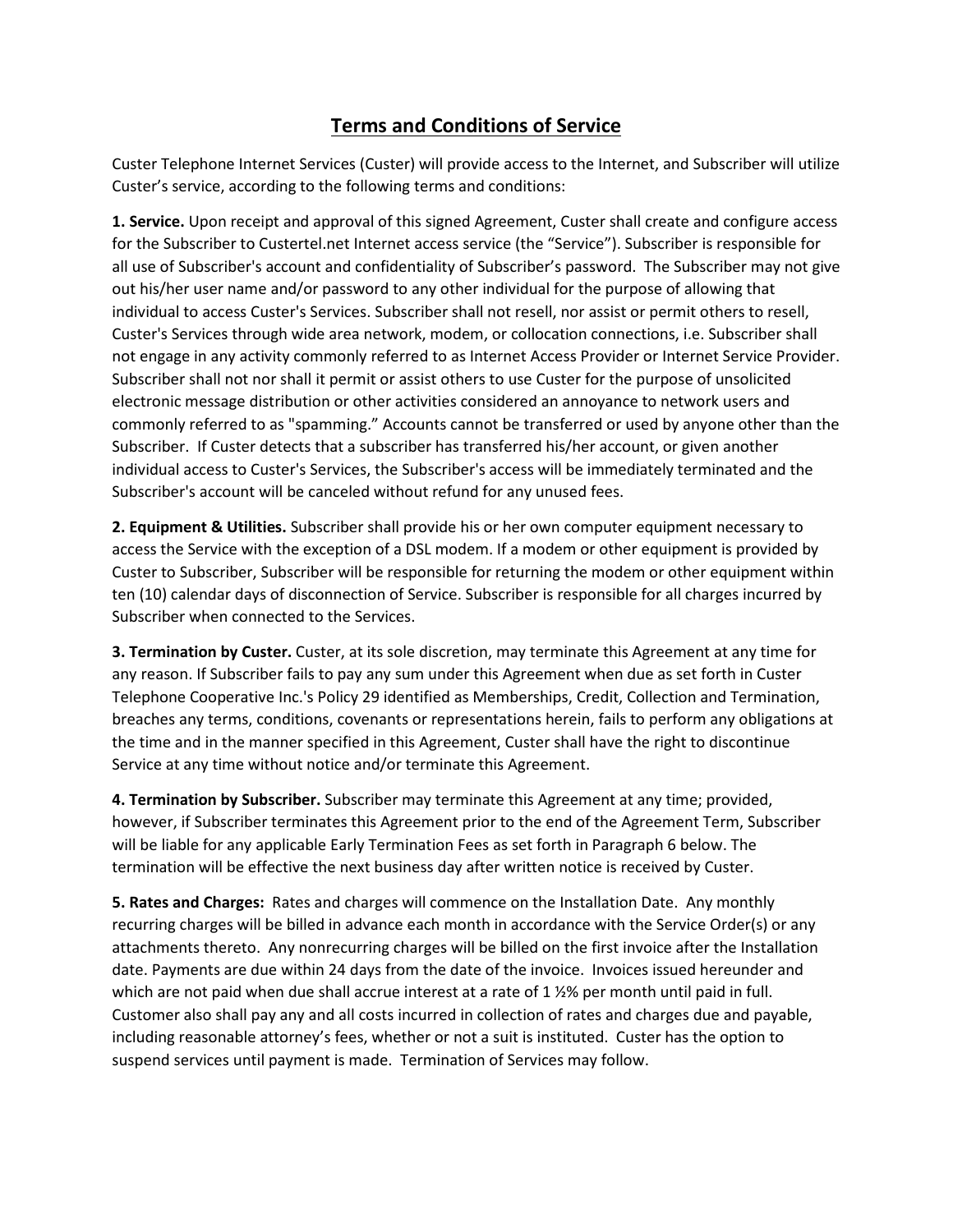# Terms and Conditions of Service

Custer Telephone Internet Services (Custer) will provide access to the Internet, and Subscriber will utilize Custer's service, according to the following terms and conditions:

**1. Service.** Upon receipt and approval of this signed Agreement, Custer shall create and configure access for the Subscriber to Custertel.net Internet access service (the "Service"). Subscriber is responsible for all use of Subscriber's account and confidentiality of Subscriber's password. The Subscriber may not give out his/her user name and/or password to any other individual for the purpose of allowing that individual to access Custer's Services. Subscriber shall not resell, nor assist or permit others to resell, Custer's Services through wide area network, modem, or collocation connections, i.e. Subscriber shall not engage in any activity commonly referred to as Internet Access Provider or Internet Service Provider. Subscriber shall not nor shall it permit or assist others to use Custer for the purpose of unsolicited electronic message distribution or other activities considered an annoyance to network users and commonly referred to as "spamming." Accounts cannot be transferred or used by anyone other than the Subscriber. If Custer detects that a subscriber has transferred his/her account, or given another individual access to Custer's Services, the Subscriber's access will be immediately terminated and the Subscriber's account will be canceled without refund for any unused fees.

**2. Equipment & Utilities.** Subscriber shall provide his or her own computer equipment necessary to access the Service with the exception of a DSL modem. If a modem or other equipment is provided by Custer to Subscriber, Subscriber will be responsible for returning the modem or other equipment within ten (10) calendar days of disconnection of Service. Subscriber is responsible for all charges incurred by Subscriber when connected to the Services.

**3. Termination by Custer.** Custer, at its sole discretion, may terminate this Agreement at any time for any reason. If Subscriber fails to pay any sum under this Agreement when due as set forth in Custer Telephone Cooperative Inc.'s Policy 29 identified as Memberships, Credit, Collection and Termination, breaches any terms, conditions, covenants or representations herein, fails to perform any obligations at the time and in the manner specified in this Agreement, Custer shall have the right to discontinue Service at any time without notice and/or terminate this Agreement.

**4. Termination by Subscriber.** Subscriber may terminate this Agreement at any time; provided, however, if Subscriber terminates this Agreement prior to the end of the Agreement Term, Subscriber will be liable for any applicable Early Termination Fees as set forth in Paragraph 6 below. The termination will be effective the next business day after written notice is received by Custer.

**5. Rates and Charges:** Rates and charges will commence on the Installation Date. Any monthly recurring charges will be billed in advance each month in accordance with the Service Order(s) or any attachments thereto. Any nonrecurring charges will be billed on the first invoice after the Installation date. Payments are due within 24 days from the date of the invoice. Invoices issued hereunder and which are not paid when due shall accrue interest at a rate of 1 ½% per month until paid in full. Customer also shall pay any and all costs incurred in collection of rates and charges due and payable, including reasonable attorney's fees, whether or not a suit is instituted. Custer has the option to suspend services until payment is made. Termination of Services may follow.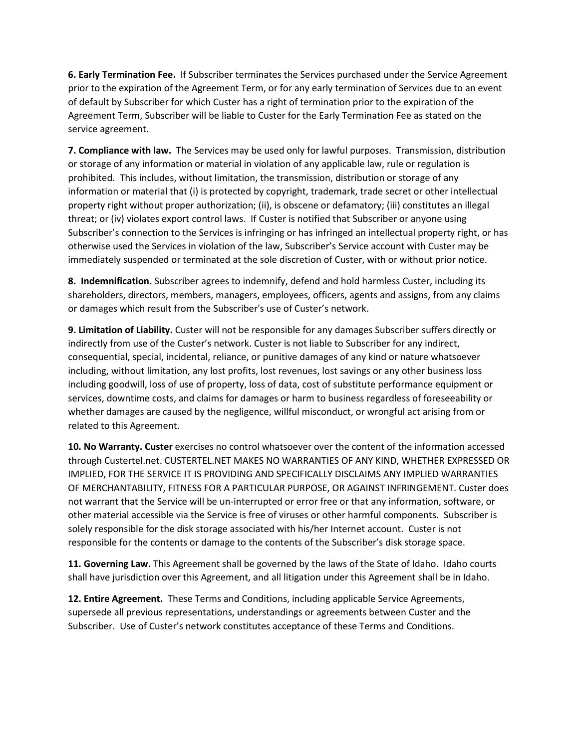**6. Early Termination Fee.** If Subscriber terminates the Services purchased under the Service Agreement prior to the expiration of the Agreement Term, or for any early termination of Services due to an event of default by Subscriber for which Custer has a right of termination prior to the expiration of the Agreement Term, Subscriber will be liable to Custer for the Early Termination Fee as stated on the service agreement.

**7. Compliance with law.** The Services may be used only for lawful purposes. Transmission, distribution or storage of any information or material in violation of any applicable law, rule or regulation is prohibited. This includes, without limitation, the transmission, distribution or storage of any information or material that (i) is protected by copyright, trademark, trade secret or other intellectual property right without proper authorization; (ii), is obscene or defamatory; (iii) constitutes an illegal threat; or (iv) violates export control laws. If Custer is notified that Subscriber or anyone using Subscriber's connection to the Services is infringing or has infringed an intellectual property right, or has otherwise used the Services in violation of the law, Subscriber's Service account with Custer may be immediately suspended or terminated at the sole discretion of Custer, with or without prior notice.

**8. Indemnification.** Subscriber agrees to indemnify, defend and hold harmless Custer, including its shareholders, directors, members, managers, employees, officers, agents and assigns, from any claims or damages which result from the Subscriber's use of Custer's network.

**9. Limitation of Liability.** Custer will not be responsible for any damages Subscriber suffers directly or indirectly from use of the Custer's network. Custer is not liable to Subscriber for any indirect, consequential, special, incidental, reliance, or punitive damages of any kind or nature whatsoever including, without limitation, any lost profits, lost revenues, lost savings or any other business loss including goodwill, loss of use of property, loss of data, cost of substitute performance equipment or services, downtime costs, and claims for damages or harm to business regardless of foreseeability or whether damages are caused by the negligence, willful misconduct, or wrongful act arising from or related to this Agreement.

**10. No Warranty. Custer** exercises no control whatsoever over the content of the information accessed through Custertel.net. CUSTERTEL.NET MAKES NO WARRANTIES OF ANY KIND, WHETHER EXPRESSED OR IMPLIED, FOR THE SERVICE IT IS PROVIDING AND SPECIFICALLY DISCLAIMS ANY IMPLIED WARRANTIES OF MERCHANTABILITY, FITNESS FOR A PARTICULAR PURPOSE, OR AGAINST INFRINGEMENT. Custer does not warrant that the Service will be un-interrupted or error free or that any information, software, or other material accessible via the Service is free of viruses or other harmful components. Subscriber is solely responsible for the disk storage associated with his/her Internet account. Custer is not responsible for the contents or damage to the contents of the Subscriber's disk storage space.

**11. Governing Law.** This Agreement shall be governed by the laws of the State of Idaho. Idaho courts shall have jurisdiction over this Agreement, and all litigation under this Agreement shall be in Idaho.

**12. Entire Agreement.** These Terms and Conditions, including applicable Service Agreements, supersede all previous representations, understandings or agreements between Custer and the Subscriber. Use of Custer's network constitutes acceptance of these Terms and Conditions.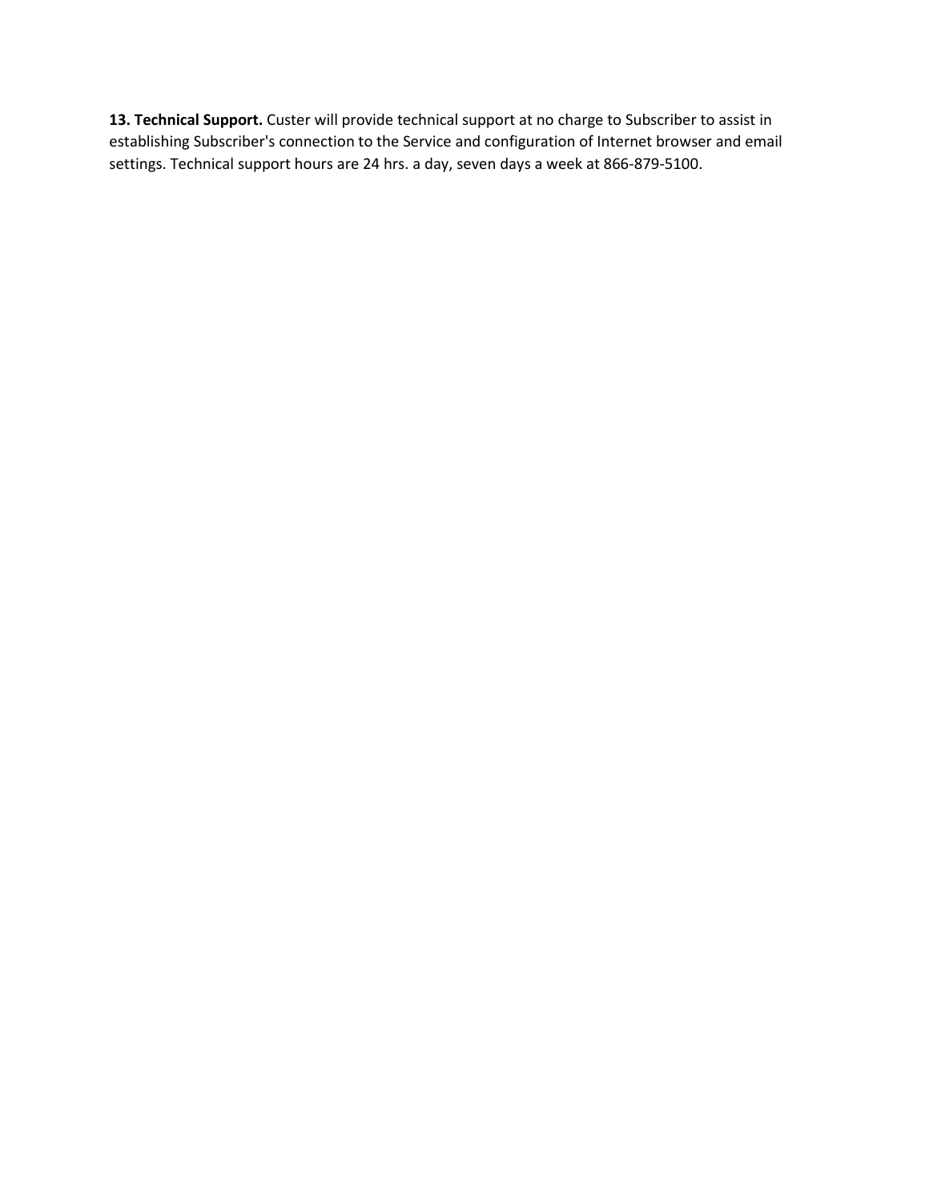**13. Technical Support.** Custer will provide technical support at no charge to Subscriber to assist in establishing Subscriber's connection to the Service and configuration of Internet browser and email settings. Technical support hours are 24 hrs. a day, seven days a week at 866-879-5100.